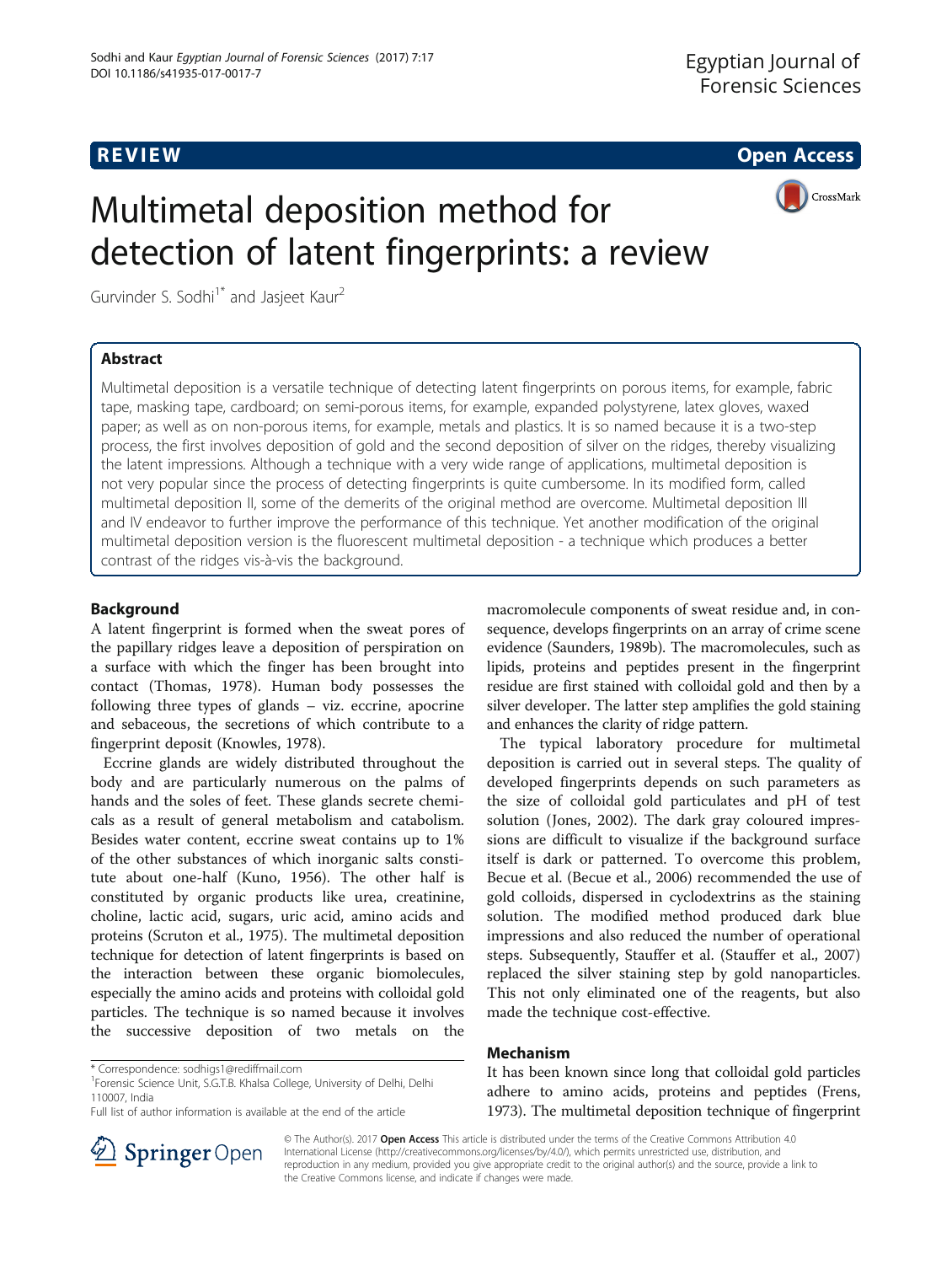**REVIEW** **Open Access**

# Multimetal deposition method for detection of latent fingerprints: a review

Gurvinder S. Sodhi[1*] and Jasjeet Kaur[2]

## Abstract

Multimetal deposition is a versatile technique of detecting latent fingerprints on porous items, for example, fabric tape, masking tape, cardboard; on semi-porous items, for example, expanded polystyrene, latex gloves, waxed paper; as well as on non-porous items, for example, metals and plastics. It is so named because it is a two-step process, the first involves deposition of gold and the second deposition of silver on the ridges, thereby visualizing the latent impressions. Although a technique with a very wide range of applications, multimetal deposition is not very popular since the process of detecting fingerprints is quite cumbersome. In its modified form, called multimetal deposition II, some of the demerits of the original method are overcome. Multimetal deposition III and IV endeavor to further improve the performance of this technique. Yet another modification of the original multimetal deposition version is the fluorescent multimetal deposition - a technique which produces a better contrast of the ridges vis-à-vis the background.

## Background

A latent fingerprint is formed when the sweat pores of the papillary ridges leave a deposition of perspiration on a surface with which the finger has been brought into contact (Thomas, 1978). Human body possesses the following three types of glands – viz. eccrine, apocrine and sebaceous, the secretions of which contribute to a fingerprint deposit (Knowles, 1978).

Eccrine glands are widely distributed throughout the body and are particularly numerous on the palms of hands and the soles of feet. These glands secrete chemicals as a result of general metabolism and catabolism. Besides water content, eccrine sweat contains up to 1% of the other substances of which inorganic salts constitute about one-half (Kuno, 1956). The other half is constituted by organic products like urea, creatinine, choline, lactic acid, sugars, uric acid, amino acids and proteins (Scruton et al., 1975). The multimetal deposition technique for detection of latent fingerprints is based on the interaction between these organic biomolecules, especially the amino acids and proteins with colloidal gold particles. The technique is so named because it involves the successive deposition of two metals on the macromolecule components of sweat residue and, in consequence, develops fingerprints on an array of crime scene evidence (Saunders, 1989b). The macromolecules, such as lipids, proteins and peptides present in the fingerprint residue are first stained with colloidal gold and then by a silver developer. The latter step amplifies the gold staining and enhances the clarity of ridge pattern.

The typical laboratory procedure for multimetal deposition is carried out in several steps. The quality of developed fingerprints depends on such parameters as the size of colloidal gold particulates and pH of test solution (Jones, 2002). The dark gray coloured impressions are difficult to visualize if the background surface itself is dark or patterned. To overcome this problem, Becue et al. (Becue et al., 2006) recommended the use of gold colloids, dispersed in cyclodextrins as the staining solution. The modified method produced dark blue impressions and also reduced the number of operational steps. Subsequently, Stauffer et al. (Stauffer et al., 2007) replaced the silver staining step by gold nanoparticles. This not only eliminated one of the reagents, but also made the technique cost-effective.

## Mechanism

It has been known since long that colloidal gold particles adhere to amino acids, proteins and peptides (Frens, 1973). The multimetal deposition technique of fingerprint

\* Correspondence: sodhigs1@rediffmail.com
[1]Forensic Science Unit, S.G.T.B. Khalsa College, University of Delhi, Delhi 110007, India
Full list of author information is available at the end of the article

© The Author(s). 2017 **Open Access** This article is distributed under the terms of the Creative Commons Attribution 4.0 International License (http://creativecommons.org/licenses/by/4.0/), which permits unrestricted use, distribution, and reproduction in any medium, provided you give appropriate credit to the original author(s) and the source, provide a link to the Creative Commons license, and indicate if changes were made.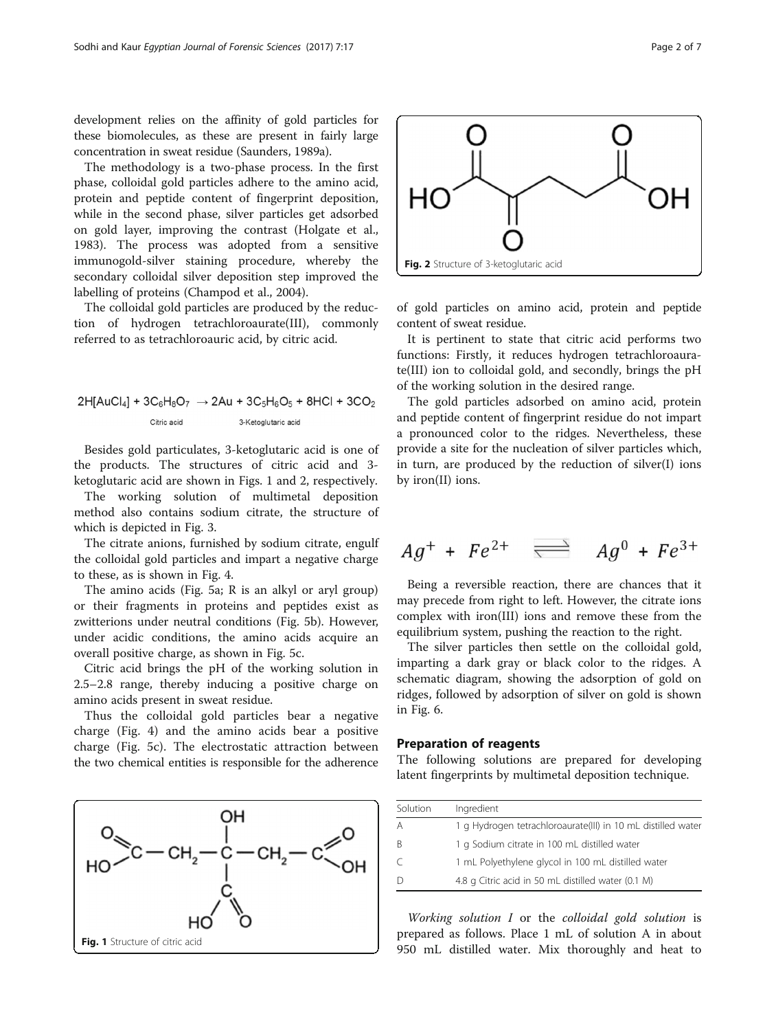development relies on the affinity of gold particles for these biomolecules, as these are present in fairly large concentration in sweat residue (Saunders, 1989a).

The methodology is a two-phase process. In the first phase, colloidal gold particles adhere to the amino acid, protein and peptide content of fingerprint deposition, while in the second phase, silver particles get adsorbed on gold layer, improving the contrast (Holgate et al., 1983). The process was adopted from a sensitive immunogold-silver staining procedure, whereby the secondary colloidal silver deposition step improved the labelling of proteins (Champod et al., 2004).

The colloidal gold particles are produced by the reduction of hydrogen tetrachloroaurate(III), commonly referred to as tetrachloroauric acid, by citric acid.

$$2H[AuCl_4] + 3C_6H_8O_7 \rightarrow 2Au + 3C_5H_6O_5 + 8HCl + 3CO_2$$

Citric acid &nbsp;&nbsp;&nbsp;&nbsp; 3-Ketoglutaric acid

Besides gold particulates, 3-ketoglutaric acid is one of the products. The structures of citric acid and 3-ketoglutaric acid are shown in Figs. 1 and 2, respectively.

The working solution of multimetal deposition method also contains sodium citrate, the structure of which is depicted in Fig. 3.

The citrate anions, furnished by sodium citrate, engulf the colloidal gold particles and impart a negative charge to these, as is shown in Fig. 4.

The amino acids (Fig. 5a; R is an alkyl or aryl group) or their fragments in proteins and peptides exist as zwitterions under neutral conditions (Fig. 5b). However, under acidic conditions, the amino acids acquire an overall positive charge, as shown in Fig. 5c.

Citric acid brings the pH of the working solution in 2.5–2.8 range, thereby inducing a positive charge on amino acids present in sweat residue.

Thus the colloidal gold particles bear a negative charge (Fig. 4) and the amino acids bear a positive charge (Fig. 5c). The electrostatic attraction between the two chemical entities is responsible for the adherence of gold particles on amino acid, protein and peptide content of sweat residue.

Fig. 1 Structure of citric acid

Fig. 2 Structure of 3-ketoglutaric acid

It is pertinent to state that citric acid performs two functions: Firstly, it reduces hydrogen tetrachloroaurate(III) ion to colloidal gold, and secondly, brings the pH of the working solution in the desired range.

The gold particles adsorbed on amino acid, protein and peptide content of fingerprint residue do not impart a pronounced color to the ridges. Nevertheless, these provide a site for the nucleation of silver particles which, in turn, are produced by the reduction of silver(I) ions by iron(II) ions.

$$Ag^{+} + Fe^{2+} \rightleftharpoons Ag^{0} + Fe^{3+}$$

Being a reversible reaction, there are chances that it may precede from right to left. However, the citrate ions complex with iron(III) ions and remove these from the equilibrium system, pushing the reaction to the right.

The silver particles then settle on the colloidal gold, imparting a dark gray or black color to the ridges. A schematic diagram, showing the adsorption of gold on ridges, followed by adsorption of silver on gold is shown in Fig. 6.

## Preparation of reagents

The following solutions are prepared for developing latent fingerprints by multimetal deposition technique.

| Solution | Ingredient |
|---|---|
| A | 1 g Hydrogen tetrachloroaurate(III) in 10 mL distilled water |
| B | 1 g Sodium citrate in 100 mL distilled water |
| C | 1 mL Polyethylene glycol in 100 mL distilled water |
| D | 4.8 g Citric acid in 50 mL distilled water (0.1 M) |

*Working solution I* or the *colloidal gold solution* is prepared as follows. Place 1 mL of solution A in about 950 mL distilled water. Mix thoroughly and heat to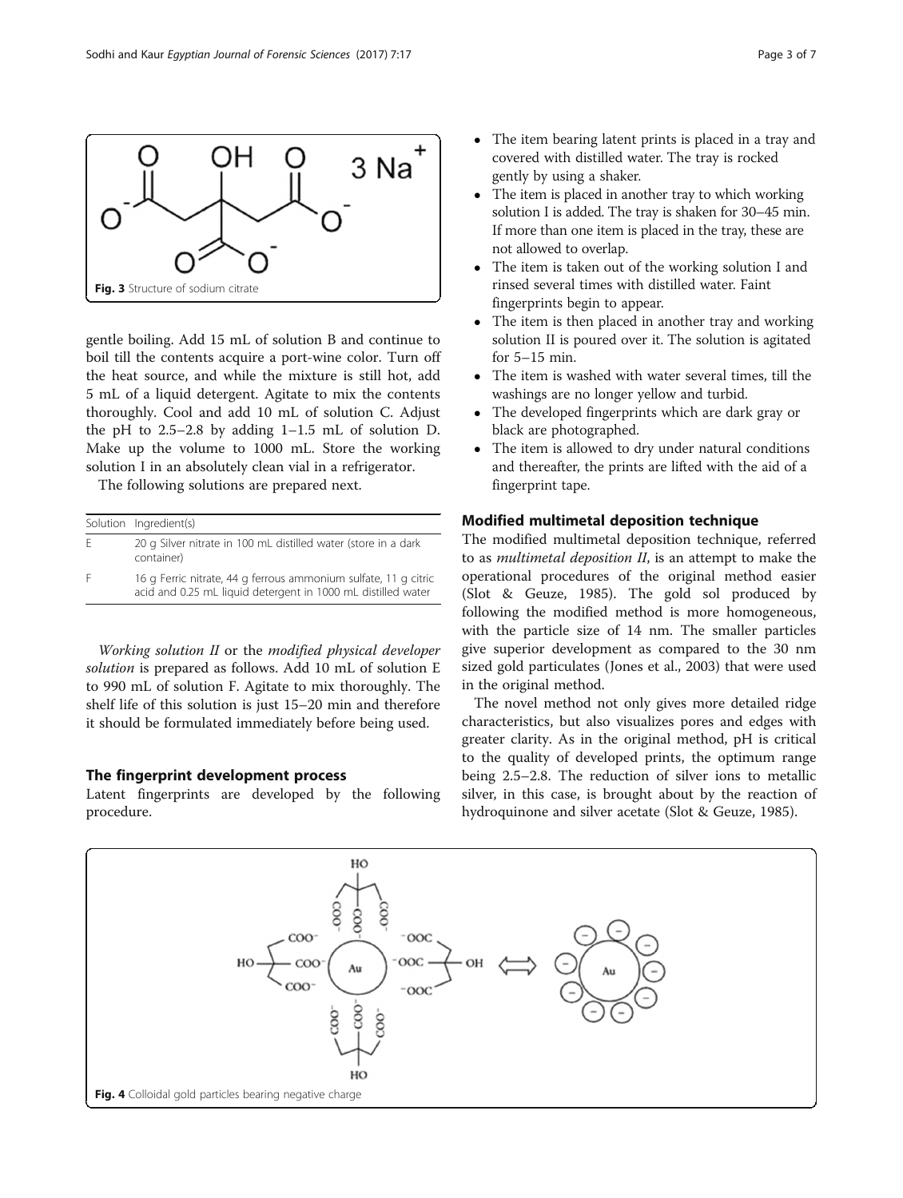Fig. 3 Structure of sodium citrate

gentle boiling. Add 15 mL of solution B and continue to boil till the contents acquire a port-wine color. Turn off the heat source, and while the mixture is still hot, add 5 mL of a liquid detergent. Agitate to mix the contents thoroughly. Cool and add 10 mL of solution C. Adjust the pH to 2.5–2.8 by adding 1–1.5 mL of solution D. Make up the volume to 1000 mL. Store the working solution I in an absolutely clean vial in a refrigerator.

The following solutions are prepared next.

| Solution | Ingredient(s) |
|---|---|
| E | 20 g Silver nitrate in 100 mL distilled water (store in a dark container) |
| F | 16 g Ferric nitrate, 44 g ferrous ammonium sulfate, 11 g citric acid and 0.25 mL liquid detergent in 1000 mL distilled water |

*Working solution II* or the *modified physical developer solution* is prepared as follows. Add 10 mL of solution E to 990 mL of solution F. Agitate to mix thoroughly. The shelf life of this solution is just 15–20 min and therefore it should be formulated immediately before being used.

## The fingerprint development process

Latent fingerprints are developed by the following procedure.

- The item bearing latent prints is placed in a tray and covered with distilled water. The tray is rocked gently by using a shaker.
- The item is placed in another tray to which working solution I is added. The tray is shaken for 30–45 min. If more than one item is placed in the tray, these are not allowed to overlap.
- The item is taken out of the working solution I and rinsed several times with distilled water. Faint fingerprints begin to appear.
- The item is then placed in another tray and working solution II is poured over it. The solution is agitated for 5–15 min.
- The item is washed with water several times, till the washings are no longer yellow and turbid.
- The developed fingerprints which are dark gray or black are photographed.
- The item is allowed to dry under natural conditions and thereafter, the prints are lifted with the aid of a fingerprint tape.

## Modified multimetal deposition technique

The modified multimetal deposition technique, referred to as *multimetal deposition II*, is an attempt to make the operational procedures of the original method easier (Slot & Geuze, 1985). The gold sol produced by following the modified method is more homogeneous, with the particle size of 14 nm. The smaller particles give superior development as compared to the 30 nm sized gold particulates (Jones et al., 2003) that were used in the original method.

The novel method not only gives more detailed ridge characteristics, but also visualizes pores and edges with greater clarity. As in the original method, pH is critical to the quality of developed prints, the optimum range being 2.5–2.8. The reduction of silver ions to metallic silver, in this case, is brought about by the reaction of hydroquinone and silver acetate (Slot & Geuze, 1985).

Fig. 4 Colloidal gold particles bearing negative charge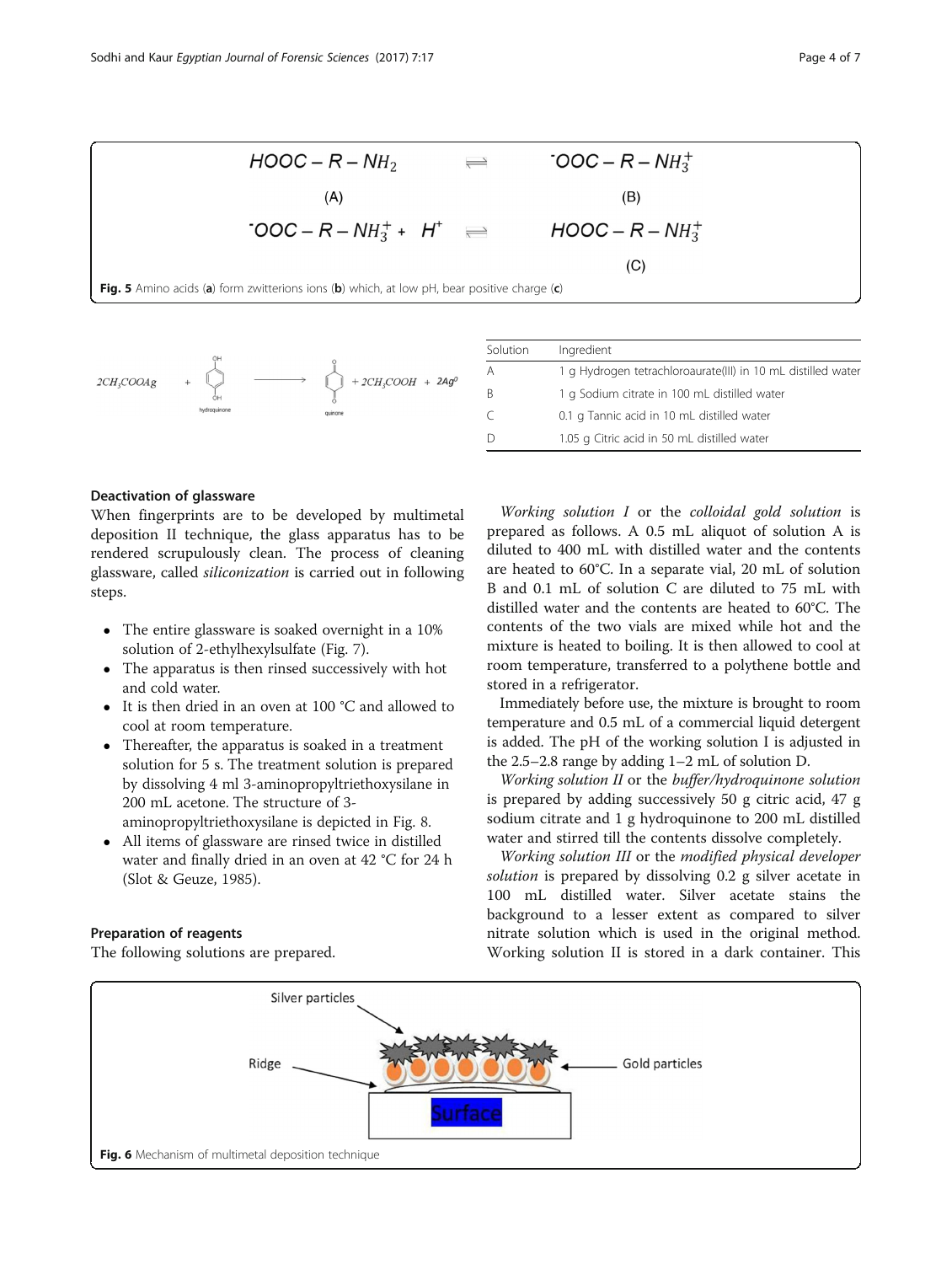$$HOOC-R-NH_2 \rightleftharpoons {}^{-}OOC-R-NH_3^+$$

(A) (B)

$${}^{-}OOC-R-NH_3^+ + H^+ \rightleftharpoons HOOC-R-NH_3^+$$

(C)

**Fig. 5** Amino acids (**a**) form zwitterions ions (**b**) which, at low pH, bear positive charge (**c**)

$$2CH_3COOAg + \text{hydroquinone} \longrightarrow \text{quinone} + 2CH_3COOH + 2Ag^0$$

| Solution | Ingredient |
|---|---|
| A | 1 g Hydrogen tetrachloroaurate(III) in 10 mL distilled water |
| B | 1 g Sodium citrate in 100 mL distilled water |
| C | 0.1 g Tannic acid in 10 mL distilled water |
| D | 1.05 g Citric acid in 50 mL distilled water |

### Deactivation of glassware

When fingerprints are to be developed by multimetal deposition II technique, the glass apparatus has to be rendered scrupulously clean. The process of cleaning glassware, called *siliconization* is carried out in following steps.

- The entire glassware is soaked overnight in a 10% solution of 2-ethylhexylsulfate (Fig. 7).
- The apparatus is then rinsed successively with hot and cold water.
- It is then dried in an oven at 100 °C and allowed to cool at room temperature.
- Thereafter, the apparatus is soaked in a treatment solution for 5 s. The treatment solution is prepared by dissolving 4 ml 3-aminopropyltriethoxysilane in 200 mL acetone. The structure of 3-aminopropyltriethoxysilane is depicted in Fig. 8.
- All items of glassware are rinsed twice in distilled water and finally dried in an oven at 42 °C for 24 h (Slot & Geuze, 1985).

### Preparation of reagents

The following solutions are prepared.

*Working solution I* or the *colloidal gold solution* is prepared as follows. A 0.5 mL aliquot of solution A is diluted to 400 mL with distilled water and the contents are heated to 60°C. In a separate vial, 20 mL of solution B and 0.1 mL of solution C are diluted to 75 mL with distilled water and the contents are heated to 60°C. The contents of the two vials are mixed while hot and the mixture is heated to boiling. It is then allowed to cool at room temperature, transferred to a polythene bottle and stored in a refrigerator.

Immediately before use, the mixture is brought to room temperature and 0.5 mL of a commercial liquid detergent is added. The pH of the working solution I is adjusted in the 2.5–2.8 range by adding 1–2 mL of solution D.

*Working solution II* or the *buffer/hydroquinone solution* is prepared by adding successively 50 g citric acid, 47 g sodium citrate and 1 g hydroquinone to 200 mL distilled water and stirred till the contents dissolve completely.

*Working solution III* or the *modified physical developer solution* is prepared by dissolving 0.2 g silver acetate in 100 mL distilled water. Silver acetate stains the background to a lesser extent as compared to silver nitrate solution which is used in the original method. Working solution II is stored in a dark container. This

Silver particles

Ridge

Gold particles

Surface

**Fig. 6** Mechanism of multimetal deposition technique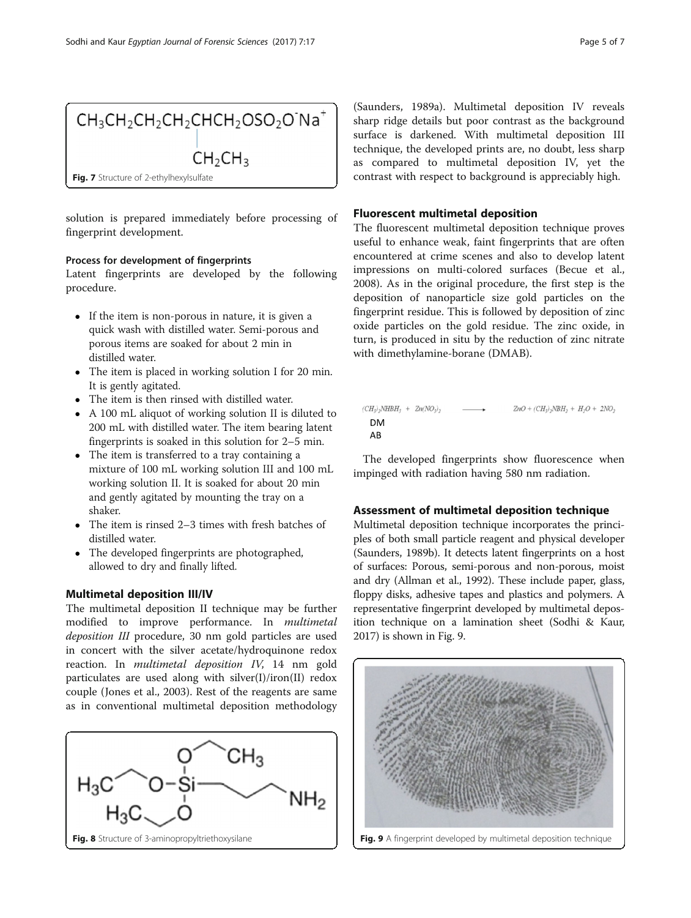$CH_3CH_2CH_2CH_2CHCH_2OSO_2O^-Na^+$

$CH_2CH_3$

**Fig. 7** Structure of 2-ethylhexylsulfate

solution is prepared immediately before processing of fingerprint development.

### Process for development of fingerprints

Latent fingerprints are developed by the following procedure.

- If the item is non-porous in nature, it is given a quick wash with distilled water. Semi-porous and porous items are soaked for about 2 min in distilled water.
- The item is placed in working solution I for 20 min. It is gently agitated.
- The item is then rinsed with distilled water.
- A 100 mL aliquot of working solution II is diluted to 200 mL with distilled water. The item bearing latent fingerprints is soaked in this solution for 2–5 min.
- The item is transferred to a tray containing a mixture of 100 mL working solution III and 100 mL working solution II. It is soaked for about 20 min and gently agitated by mounting the tray on a shaker.
- The item is rinsed 2–3 times with fresh batches of distilled water.
- The developed fingerprints are photographed, allowed to dry and finally lifted.

## Multimetal deposition III/IV

The multimetal deposition II technique may be further modified to improve performance. In *multimetal deposition III* procedure, 30 nm gold particles are used in concert with the silver acetate/hydroquinone redox reaction. In *multimetal deposition IV*, 14 nm gold particulates are used along with silver(I)/iron(II) redox couple (Jones et al., 2003). Rest of the reagents are same as in conventional multimetal deposition methodology (Saunders, 1989a). Multimetal deposition IV reveals sharp ridge details but poor contrast as the background surface is darkened. With multimetal deposition III technique, the developed prints are, no doubt, less sharp as compared to multimetal deposition IV, yet the contrast with respect to background is appreciably high.

**Fig. 8** Structure of 3-aminopropyltriethoxysilane

## Fluorescent multimetal deposition

The fluorescent multimetal deposition technique proves useful to enhance weak, faint fingerprints that are often encountered at crime scenes and also to develop latent impressions on multi-colored surfaces (Becue et al., 2008). As in the original procedure, the first step is the deposition of nanoparticle size gold particles on the fingerprint residue. This is followed by deposition of zinc oxide particles on the gold residue. The zinc oxide, in turn, is produced in situ by the reduction of zinc nitrate with dimethylamine-borane (DMAB).

$$\underset{\text{DMAB}}{(CH_3)_2NHBH_3} + Zn(NO_3)_2 \longrightarrow ZnO + (CH_3)_2NBH_2 + H_2O + 2NO_2$$

The developed fingerprints show fluorescence when impinged with radiation having 580 nm radiation.

## Assessment of multimetal deposition technique

Multimetal deposition technique incorporates the principles of both small particle reagent and physical developer (Saunders, 1989b). It detects latent fingerprints on a host of surfaces: Porous, semi-porous and non-porous, moist and dry (Allman et al., 1992). These include paper, glass, floppy disks, adhesive tapes and plastics and polymers. A representative fingerprint developed by multimetal deposition technique on a lamination sheet (Sodhi & Kaur, 2017) is shown in Fig. 9.

**Fig. 9** A fingerprint developed by multimetal deposition technique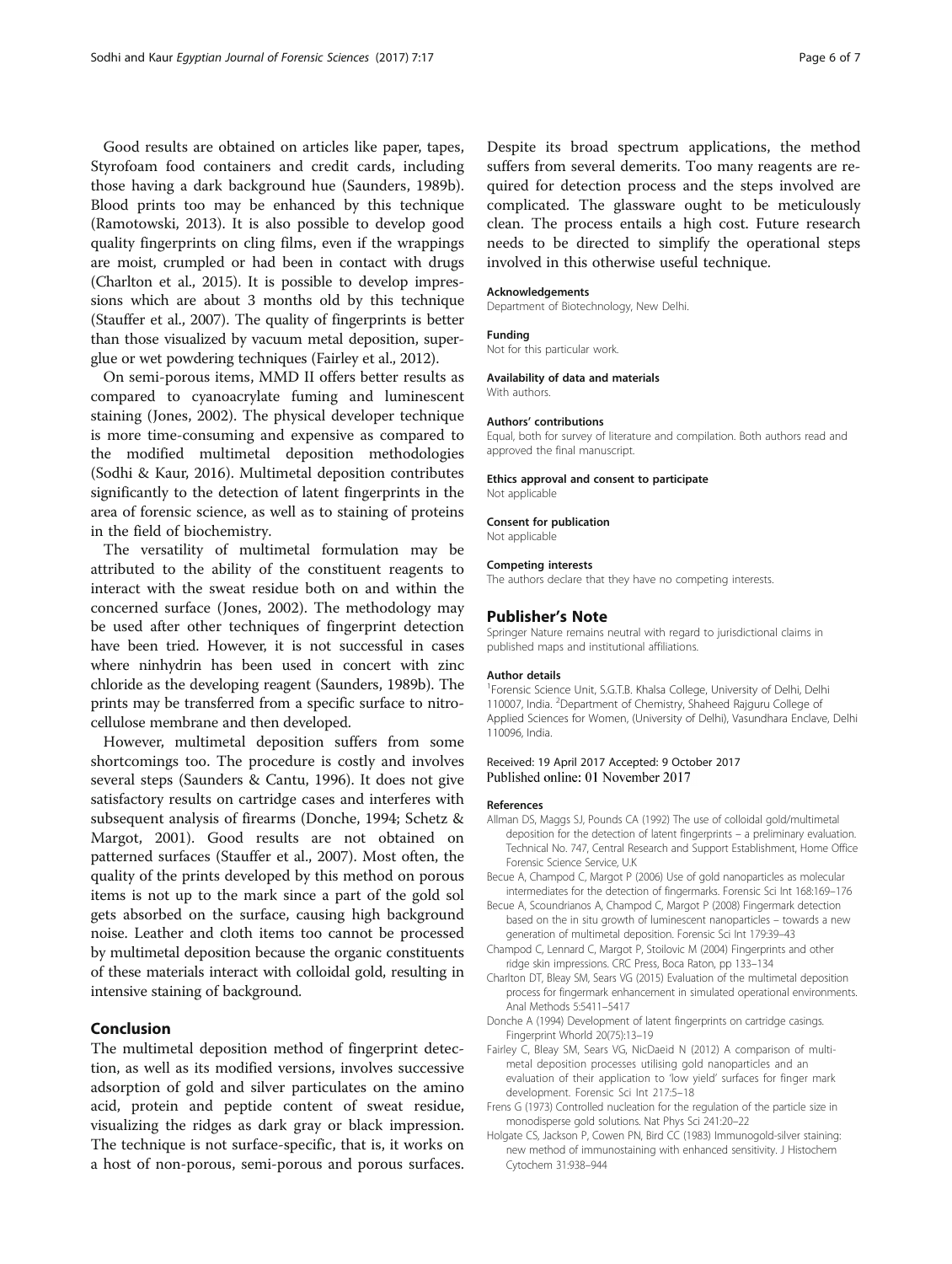Good results are obtained on articles like paper, tapes, Styrofoam food containers and credit cards, including those having a dark background hue (Saunders, 1989b). Blood prints too may be enhanced by this technique (Ramotowski, 2013). It is also possible to develop good quality fingerprints on cling films, even if the wrappings are moist, crumpled or had been in contact with drugs (Charlton et al., 2015). It is possible to develop impressions which are about 3 months old by this technique (Stauffer et al., 2007). The quality of fingerprints is better than those visualized by vacuum metal deposition, superglue or wet powdering techniques (Fairley et al., 2012).

On semi-porous items, MMD II offers better results as compared to cyanoacrylate fuming and luminescent staining (Jones, 2002). The physical developer technique is more time-consuming and expensive as compared to the modified multimetal deposition methodologies (Sodhi & Kaur, 2016). Multimetal deposition contributes significantly to the detection of latent fingerprints in the area of forensic science, as well as to staining of proteins in the field of biochemistry.

The versatility of multimetal formulation may be attributed to the ability of the constituent reagents to interact with the sweat residue both on and within the concerned surface (Jones, 2002). The methodology may be used after other techniques of fingerprint detection have been tried. However, it is not successful in cases where ninhydrin has been used in concert with zinc chloride as the developing reagent (Saunders, 1989b). The prints may be transferred from a specific surface to nitrocellulose membrane and then developed.

However, multimetal deposition suffers from some shortcomings too. The procedure is costly and involves several steps (Saunders & Cantu, 1996). It does not give satisfactory results on cartridge cases and interferes with subsequent analysis of firearms (Donche, 1994; Schetz & Margot, 2001). Good results are not obtained on patterned surfaces (Stauffer et al., 2007). Most often, the quality of the prints developed by this method on porous items is not up to the mark since a part of the gold sol gets absorbed on the surface, causing high background noise. Leather and cloth items too cannot be processed by multimetal deposition because the organic constituents of these materials interact with colloidal gold, resulting in intensive staining of background.

## Conclusion

The multimetal deposition method of fingerprint detection, as well as its modified versions, involves successive adsorption of gold and silver particulates on the amino acid, protein and peptide content of sweat residue, visualizing the ridges as dark gray or black impression. The technique is not surface-specific, that is, it works on a host of non-porous, semi-porous and porous surfaces. Despite its broad spectrum applications, the method suffers from several demerits. Too many reagents are required for detection process and the steps involved are complicated. The glassware ought to be meticulously clean. The process entails a high cost. Future research needs to be directed to simplify the operational steps involved in this otherwise useful technique.

#### Acknowledgements
Department of Biotechnology, New Delhi.

#### Funding
Not for this particular work.

#### Availability of data and materials
With authors.

#### Authors' contributions
Equal, both for survey of literature and compilation. Both authors read and approved the final manuscript.

#### Ethics approval and consent to participate
Not applicable

#### Consent for publication
Not applicable

#### Competing interests
The authors declare that they have no competing interests.

## Publisher's Note

Springer Nature remains neutral with regard to jurisdictional claims in published maps and institutional affiliations.

#### Author details
[1]Forensic Science Unit, S.G.T.B. Khalsa College, University of Delhi, Delhi 110007, India. [2]Department of Chemistry, Shaheed Rajguru College of Applied Sciences for Women, (University of Delhi), Vasundhara Enclave, Delhi 110096, India.

Received: 19 April 2017 Accepted: 9 October 2017
Published online: 01 November 2017

#### References

- Allman DS, Maggs SJ, Pounds CA (1992) The use of colloidal gold/multimetal deposition for the detection of latent fingerprints – a preliminary evaluation. Technical No. 747, Central Research and Support Establishment, Home Office Forensic Science Service, U.K
- Becue A, Champod C, Margot P (2006) Use of gold nanoparticles as molecular intermediates for the detection of fingermarks. Forensic Sci Int 168:169–176
- Becue A, Scoundrianos A, Champod C, Margot P (2008) Fingermark detection based on the in situ growth of luminescent nanoparticles – towards a new generation of multimetal deposition. Forensic Sci Int 179:39–43
- Champod C, Lennard C, Margot P, Stoilovic M (2004) Fingerprints and other ridge skin impressions. CRC Press, Boca Raton, pp 133–134
- Charlton DT, Bleay SM, Sears VG (2015) Evaluation of the multimetal deposition process for fingermark enhancement in simulated operational environments. Anal Methods 5:5411–5417
- Donche A (1994) Development of latent fingerprints on cartridge casings. Fingerprint Whorld 20(75):13–19
- Fairley C, Bleay SM, Sears VG, NicDaeid N (2012) A comparison of multi-metal deposition processes utilising gold nanoparticles and an evaluation of their application to 'low yield' surfaces for finger mark development. Forensic Sci Int 217:5–18
- Frens G (1973) Controlled nucleation for the regulation of the particle size in monodisperse gold solutions. Nat Phys Sci 241:20–22
- Holgate CS, Jackson P, Cowen PN, Bird CC (1983) Immunogold-silver staining: new method of immunostaining with enhanced sensitivity. J Histochem Cytochem 31:938–944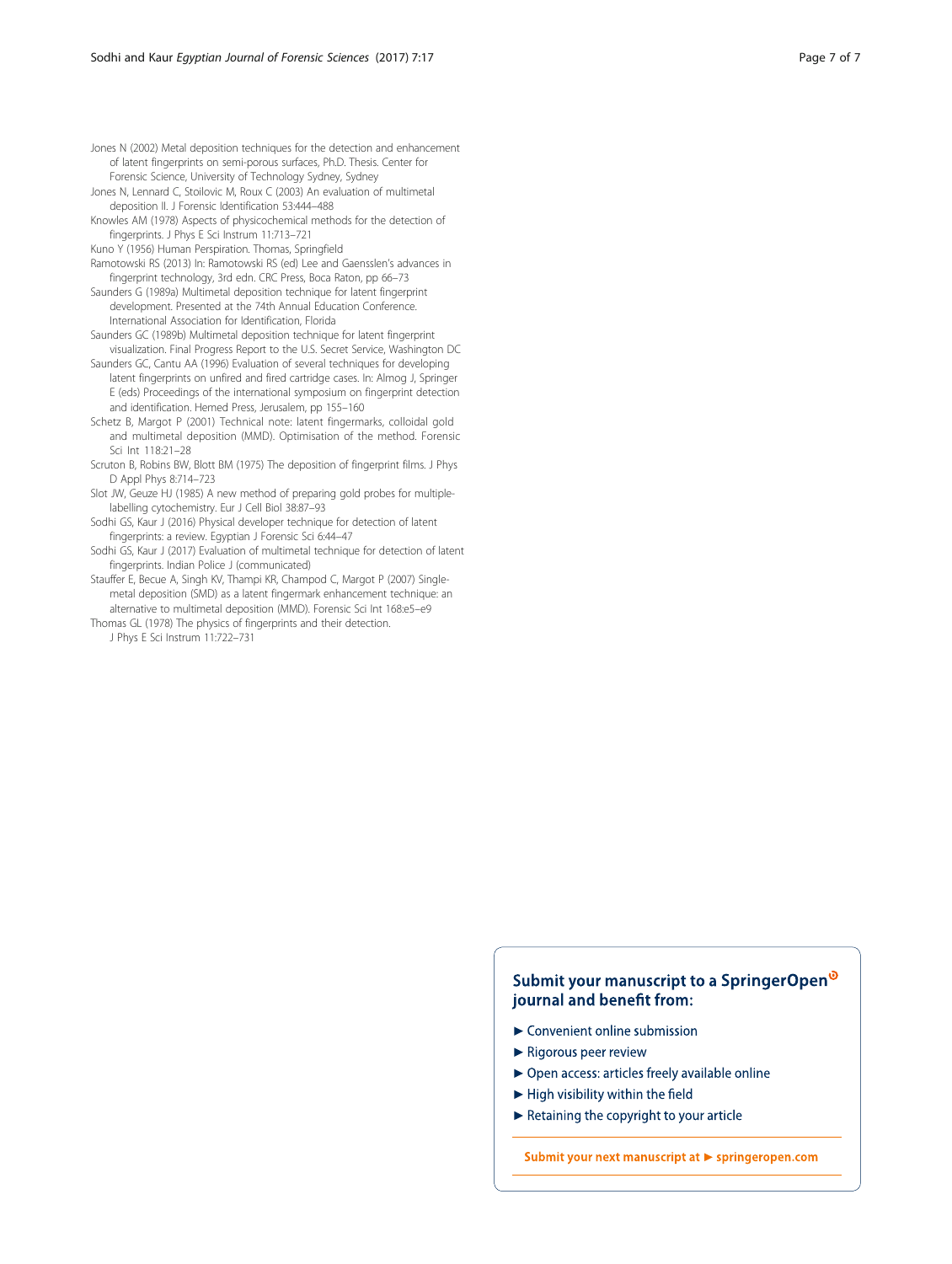Jones N (2002) Metal deposition techniques for the detection and enhancement of latent fingerprints on semi-porous surfaces, Ph.D. Thesis. Center for Forensic Science, University of Technology Sydney, Sydney

Jones N, Lennard C, Stoilovic M, Roux C (2003) An evaluation of multimetal deposition II. J Forensic Identification 53:444–488

Knowles AM (1978) Aspects of physicochemical methods for the detection of fingerprints. J Phys E Sci Instrum 11:713–721

Kuno Y (1956) Human Perspiration. Thomas, Springfield

Ramotowski RS (2013) In: Ramotowski RS (ed) Lee and Gaensslen's advances in fingerprint technology, 3rd edn. CRC Press, Boca Raton, pp 66–73

Saunders G (1989a) Multimetal deposition technique for latent fingerprint development. Presented at the 74th Annual Education Conference. International Association for Identification, Florida

Saunders GC (1989b) Multimetal deposition technique for latent fingerprint visualization. Final Progress Report to the U.S. Secret Service, Washington DC

Saunders GC, Cantu AA (1996) Evaluation of several techniques for developing latent fingerprints on unfired and fired cartridge cases. In: Almog J, Springer E (eds) Proceedings of the international symposium on fingerprint detection and identification. Hemed Press, Jerusalem, pp 155–160

Schetz B, Margot P (2001) Technical note: latent fingermarks, colloidal gold and multimetal deposition (MMD). Optimisation of the method. Forensic Sci Int 118:21–28

Scruton B, Robins BW, Blott BM (1975) The deposition of fingerprint films. J Phys D Appl Phys 8:714–723

Slot JW, Geuze HJ (1985) A new method of preparing gold probes for multiple-labelling cytochemistry. Eur J Cell Biol 38:87–93

Sodhi GS, Kaur J (2016) Physical developer technique for detection of latent fingerprints: a review. Egyptian J Forensic Sci 6:44–47

Sodhi GS, Kaur J (2017) Evaluation of multimetal technique for detection of latent fingerprints. Indian Police J (communicated)

Stauffer E, Becue A, Singh KV, Thampi KR, Champod C, Margot P (2007) Single-metal deposition (SMD) as a latent fingermark enhancement technique: an alternative to multimetal deposition (MMD). Forensic Sci Int 168:e5–e9

Thomas GL (1978) The physics of fingerprints and their detection. J Phys E Sci Instrum 11:722–731

**Submit your manuscript to a SpringerOpen journal and benefit from:**

- ► Convenient online submission
- ► Rigorous peer review
- ► Open access: articles freely available online
- ► High visibility within the field
- ► Retaining the copyright to your article

**Submit your next manuscript at ► springeropen.com**